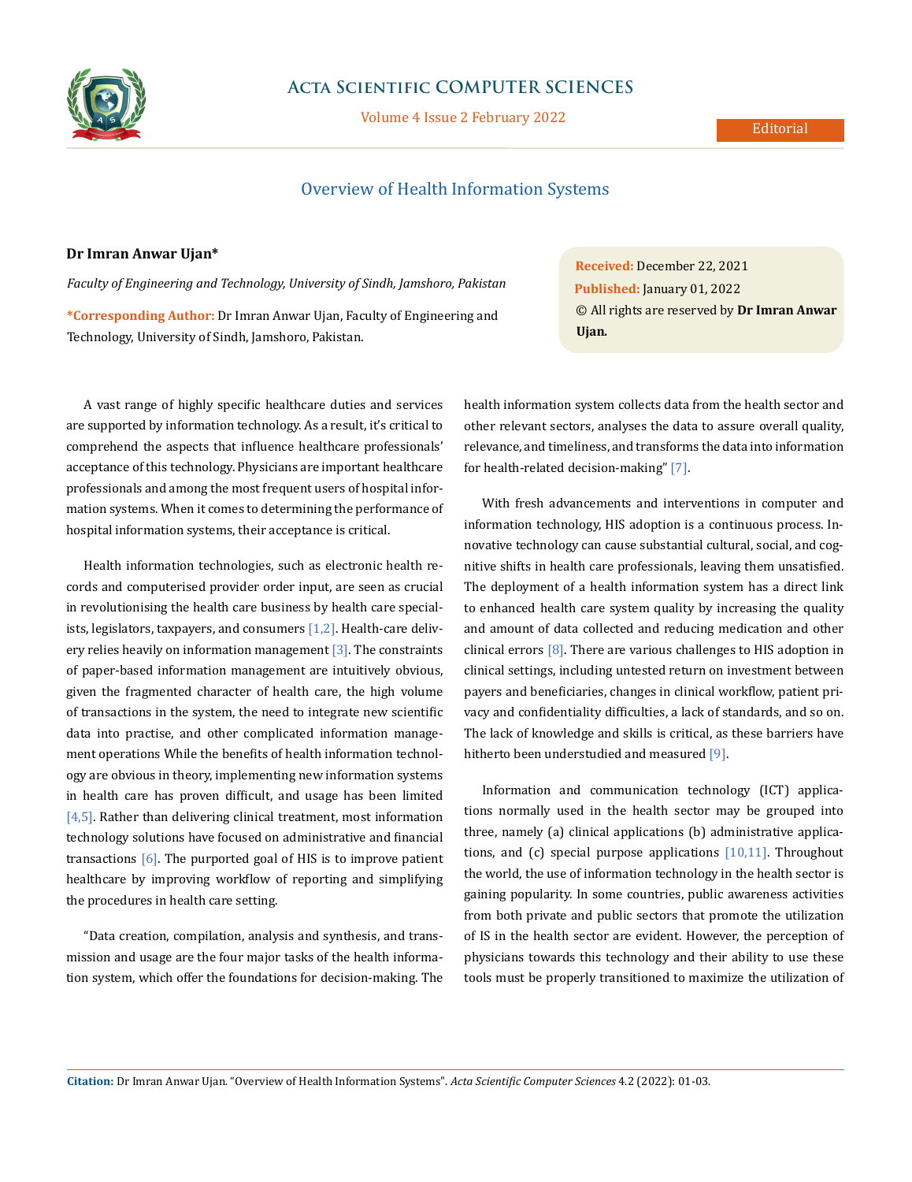Editorial

# Overview of Health Information Systems

**Dr Imran Anwar Ujan***

*Faculty of Engineering and Technology, University of Sindh, Jamshoro, Pakistan*

**\*Corresponding Author:** Dr Imran Anwar Ujan, Faculty of Engineering and Technology, University of Sindh, Jamshoro, Pakistan.

**Received:** December 22, 2021
**Published:** January 01, 2022
© All rights are reserved by **Dr Imran Anwar Ujan.**

A vast range of highly specific healthcare duties and services are supported by information technology. As a result, it's critical to comprehend the aspects that influence healthcare professionals' acceptance of this technology. Physicians are important healthcare professionals and among the most frequent users of hospital information systems. When it comes to determining the performance of hospital information systems, their acceptance is critical.

Health information technologies, such as electronic health records and computerised provider order input, are seen as crucial in revolutionising the health care business by health care specialists, legislators, taxpayers, and consumers [1,2]. Health-care delivery relies heavily on information management [3]. The constraints of paper-based information management are intuitively obvious, given the fragmented character of health care, the high volume of transactions in the system, the need to integrate new scientific data into practise, and other complicated information management operations While the benefits of health information technology are obvious in theory, implementing new information systems in health care has proven difficult, and usage has been limited [4,5]. Rather than delivering clinical treatment, most information technology solutions have focused on administrative and financial transactions [6]. The purported goal of HIS is to improve patient healthcare by improving workflow of reporting and simplifying the procedures in health care setting.

"Data creation, compilation, analysis and synthesis, and transmission and usage are the four major tasks of the health information system, which offer the foundations for decision-making. The health information system collects data from the health sector and other relevant sectors, analyses the data to assure overall quality, relevance, and timeliness, and transforms the data into information for health-related decision-making" [7].

With fresh advancements and interventions in computer and information technology, HIS adoption is a continuous process. Innovative technology can cause substantial cultural, social, and cognitive shifts in health care professionals, leaving them unsatisfied. The deployment of a health information system has a direct link to enhanced health care system quality by increasing the quality and amount of data collected and reducing medication and other clinical errors [8]. There are various challenges to HIS adoption in clinical settings, including untested return on investment between payers and beneficiaries, changes in clinical workflow, patient privacy and confidentiality difficulties, a lack of standards, and so on. The lack of knowledge and skills is critical, as these barriers have hitherto been understudied and measured [9].

Information and communication technology (ICT) applications normally used in the health sector may be grouped into three, namely (a) clinical applications (b) administrative applications, and (c) special purpose applications [10,11]. Throughout the world, the use of information technology in the health sector is gaining popularity. In some countries, public awareness activities from both private and public sectors that promote the utilization of IS in the health sector are evident. However, the perception of physicians towards this technology and their ability to use these tools must be properly transitioned to maximize the utilization of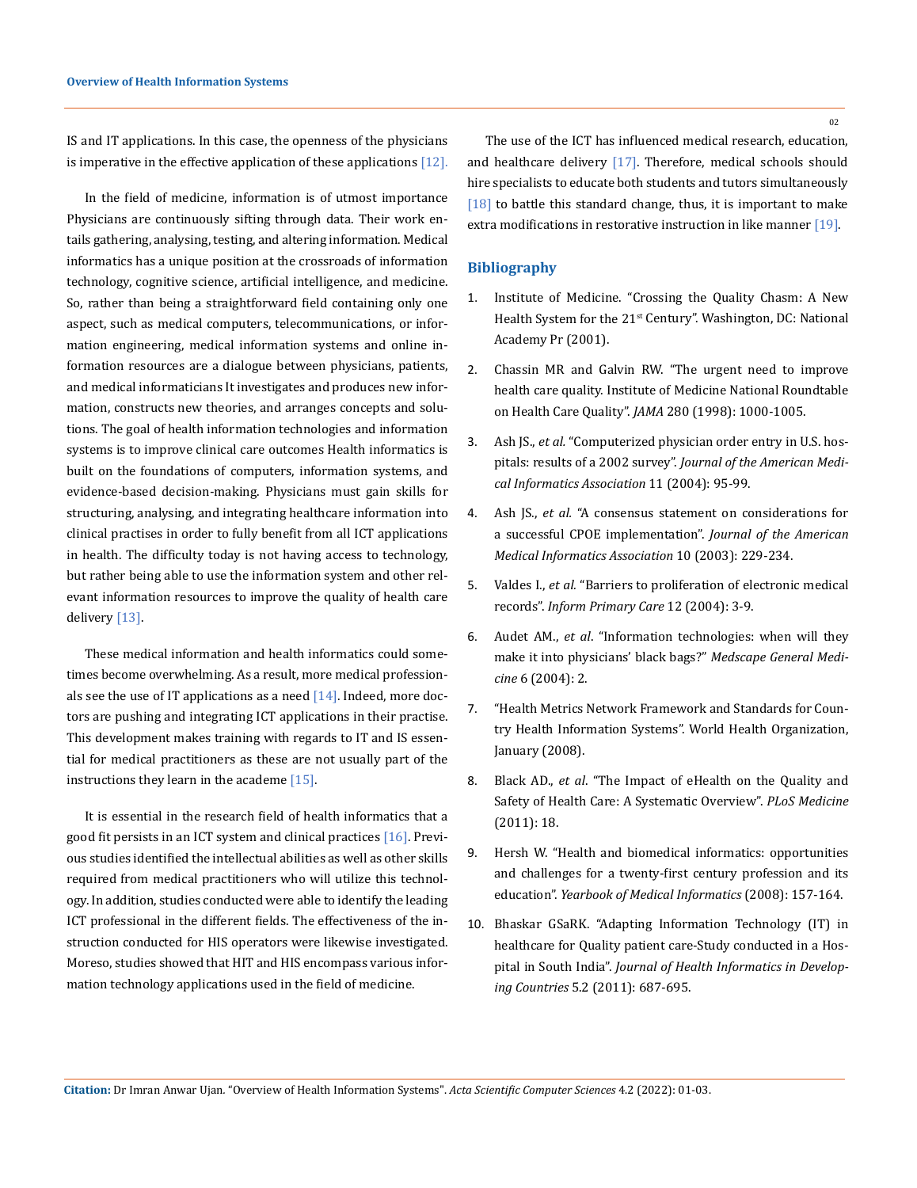IS and IT applications. In this case, the openness of the physicians is imperative in the effective application of these applications [12].

In the field of medicine, information is of utmost importance Physicians are continuously sifting through data. Their work entails gathering, analysing, testing, and altering information. Medical informatics has a unique position at the crossroads of information technology, cognitive science, artificial intelligence, and medicine. So, rather than being a straightforward field containing only one aspect, such as medical computers, telecommunications, or information engineering, medical information systems and online information resources are a dialogue between physicians, patients, and medical informaticians It investigates and produces new information, constructs new theories, and arranges concepts and solutions. The goal of health information technologies and information systems is to improve clinical care outcomes Health informatics is built on the foundations of computers, information systems, and evidence-based decision-making. Physicians must gain skills for structuring, analysing, and integrating healthcare information into clinical practises in order to fully benefit from all ICT applications in health. The difficulty today is not having access to technology, but rather being able to use the information system and other relevant information resources to improve the quality of health care delivery [13].

These medical information and health informatics could sometimes become overwhelming. As a result, more medical professionals see the use of IT applications as a need [14]. Indeed, more doctors are pushing and integrating ICT applications in their practise. This development makes training with regards to IT and IS essential for medical practitioners as these are not usually part of the instructions they learn in the academe [15].

It is essential in the research field of health informatics that a good fit persists in an ICT system and clinical practices [16]. Previous studies identified the intellectual abilities as well as other skills required from medical practitioners who will utilize this technology. In addition, studies conducted were able to identify the leading ICT professional in the different fields. The effectiveness of the instruction conducted for HIS operators were likewise investigated. Moreso, studies showed that HIT and HIS encompass various information technology applications used in the field of medicine.

The use of the ICT has influenced medical research, education, and healthcare delivery [17]. Therefore, medical schools should hire specialists to educate both students and tutors simultaneously [18] to battle this standard change, thus, it is important to make extra modifications in restorative instruction in like manner [19].

## Bibliography

1. Institute of Medicine. "Crossing the Quality Chasm: A New Health System for the 21st Century". Washington, DC: National Academy Pr (2001).
2. Chassin MR and Galvin RW. "The urgent need to improve health care quality. Institute of Medicine National Roundtable on Health Care Quality". *JAMA* 280 (1998): 1000-1005.
3. Ash JS., *et al.* "Computerized physician order entry in U.S. hospitals: results of a 2002 survey". *Journal of the American Medical Informatics Association* 11 (2004): 95-99.
4. Ash JS., *et al.* "A consensus statement on considerations for a successful CPOE implementation". *Journal of the American Medical Informatics Association* 10 (2003): 229-234.
5. Valdes I., *et al.* "Barriers to proliferation of electronic medical records". *Inform Primary Care* 12 (2004): 3-9.
6. Audet AM., *et al*. "Information technologies: when will they make it into physicians' black bags?" *Medscape General Medicine* 6 (2004): 2.
7. "Health Metrics Network Framework and Standards for Country Health Information Systems". World Health Organization, January (2008).
8. Black AD., *et al*. "The Impact of eHealth on the Quality and Safety of Health Care: A Systematic Overview". *PLoS Medicine* (2011): 18.
9. Hersh W. "Health and biomedical informatics: opportunities and challenges for a twenty-first century profession and its education". *Yearbook of Medical Informatics* (2008): 157-164.
10. Bhaskar GSaRK. "Adapting Information Technology (IT) in healthcare for Quality patient care-Study conducted in a Hospital in South India". *Journal of Health Informatics in Developing Countries* 5.2 (2011): 687-695.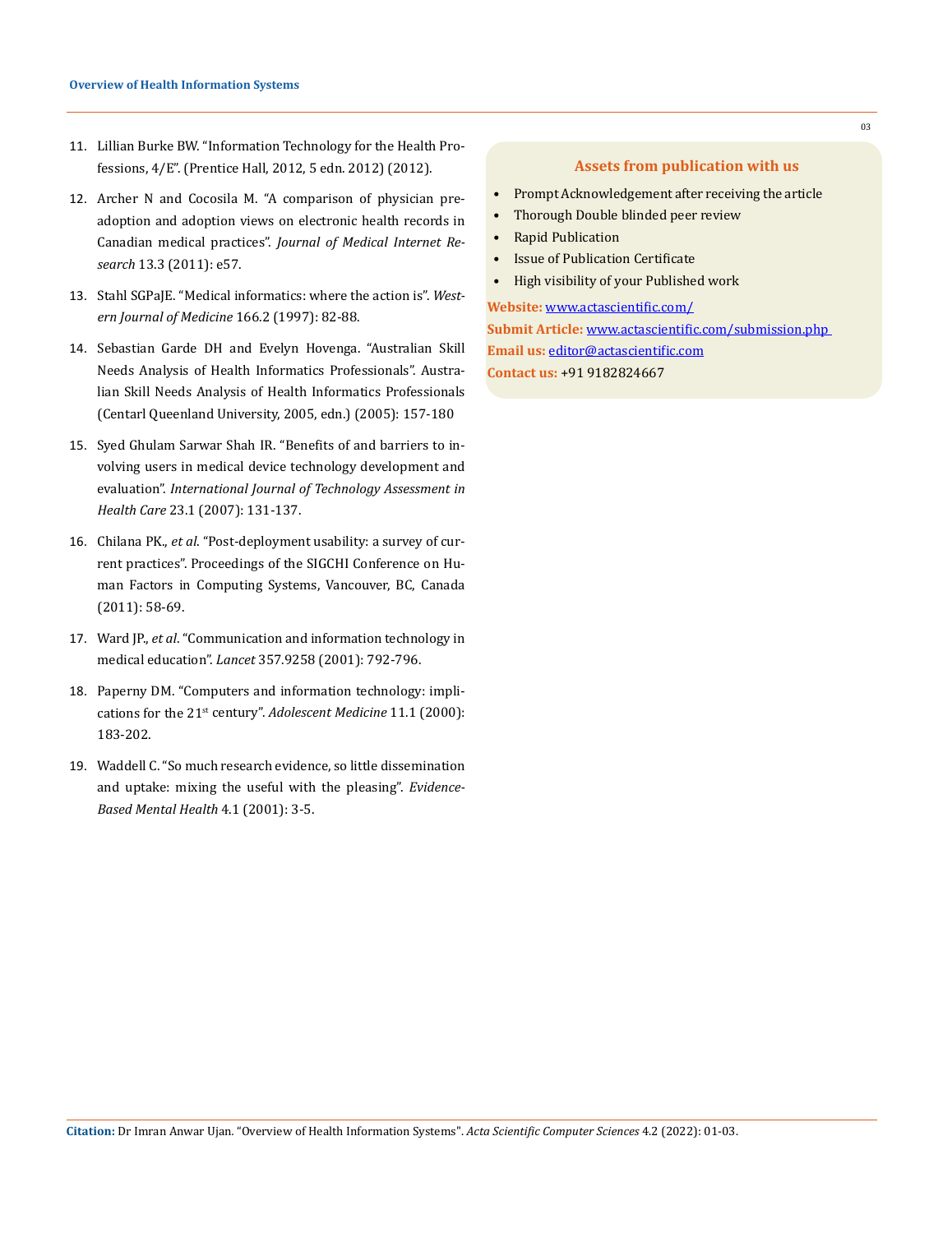11. Lillian Burke BW. "Information Technology for the Health Professions, 4/E". (Prentice Hall, 2012, 5 edn. 2012) (2012).

12. Archer N and Cocosila M. "A comparison of physician pre-adoption and adoption views on electronic health records in Canadian medical practices". *Journal of Medical Internet Research* 13.3 (2011): e57.

13. Stahl SGPaJE. "Medical informatics: where the action is". *Western Journal of Medicine* 166.2 (1997): 82-88.

14. Sebastian Garde DH and Evelyn Hovenga. "Australian Skill Needs Analysis of Health Informatics Professionals". Australian Skill Needs Analysis of Health Informatics Professionals (Centarl Queenland University, 2005, edn.) (2005): 157-180

15. Syed Ghulam Sarwar Shah IR. "Benefits of and barriers to involving users in medical device technology development and evaluation". *International Journal of Technology Assessment in Health Care* 23.1 (2007): 131-137.

16. Chilana PK., *et al*. "Post-deployment usability: a survey of current practices". Proceedings of the SIGCHI Conference on Human Factors in Computing Systems, Vancouver, BC, Canada (2011): 58-69.

17. Ward JP., *et al*. "Communication and information technology in medical education". *Lancet* 357.9258 (2001): 792-796.

18. Paperny DM. "Computers and information technology: implications for the 21st century". *Adolescent Medicine* 11.1 (2000): 183-202.

19. Waddell C. "So much research evidence, so little dissemination and uptake: mixing the useful with the pleasing". *Evidence-Based Mental Health* 4.1 (2001): 3-5.

### Assets from publication with us

- Prompt Acknowledgement after receiving the article
- Thorough Double blinded peer review
- Rapid Publication
- Issue of Publication Certificate
- High visibility of your Published work

**Website:** www.actascientific.com/
**Submit Article:** www.actascientific.com/submission.php
**Email us:** editor@actascientific.com
**Contact us:** +91 9182824667